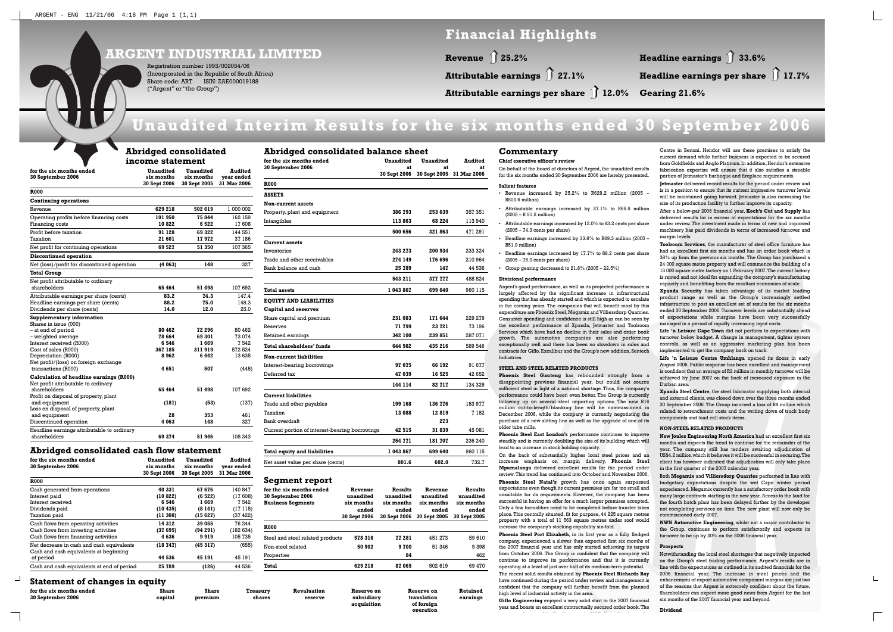# ARGENT INDUSTRIAL LIMITED

Registration number 1993/002054/06
(Incorporated in the Republic of South Africa)
Share code: ART ISIN: ZAE000019188
("Argent" or "the Group")

## Financial Highlights

**Revenue ⇧ 25.2%**

**Attributable earnings ⇧ 27.1%**

**Attributable earnings per share ⇧ 12.0%**

**Headline earnings ⇧ 33.6%**

**Headline earnings per share ⇧ 17.7%**

**Gearing 21.6%**

# Unaudited Interim Results for the six months ended 30 September 2006

## Abridged consolidated income statement

| for the six months ended 30 September 2006 | Unaudited six months 30 Sept 2006 | Unaudited six months 30 Sept 2005 | Audited year ended 31 Mar 2006 |
|---|---|---|---|
| **R000** | | | |
| **Continuing operations** | | | |
| Revenue | 629 218 | 502 619 | 1 000 002 |
| Operating profits before financing costs | 101 950 | 75 844 | 162 159 |
| Financing costs | 10 822 | 6 522 | 17 608 |
| Profit before taxation | 91 128 | 69 322 | 144 551 |
| Taxation | 21 601 | 17 972 | 37 186 |
| Net profit for continuing operations | 69 527 | 51 350 | 107 365 |
| **Discontinued operation** | | | |
| Net (loss)/profit for discontinued operation | (4 063) | 148 | 327 |
| **Total Group** | | | |
| Net profit attributable to ordinary shareholders | 65 464 | 51 498 | 107 692 |
| Attributable earnings per share (cents) | 83.2 | 74.3 | 147.4 |
| Headline earnings per share (cents) | 88.2 | 75.0 | 148.3 |
| Dividends per share (cents) | 14.0 | 12.0 | 25.0 |
| **Supplementary information** | | | |
| Shares in issue (000) | | | |
| – at end of period | 80 462 | 72 296 | 80 462 |
| – weighted average | 78 664 | 69 301 | 73 074 |
| Interest received (R000) | 6 546 | 1 669 | 7 542 |
| Cost of sales (R000) | 367 185 | 311 919 | 572 524 |
| Depreciation (R000) | 8 962 | 6 442 | 13 635 |
| Net profit/(loss) on foreign exchange transactions (R000) | 4 651 | 507 | (445) |
| **Calculation of headline earnings (R000)** | | | |
| Net profit attributable to ordinary shareholders | 65 464 | 51 498 | 107 692 |
| Profit on disposal of property, plant and equipment | (181) | (53) | (137) |
| Loss on disposal of property, plant and equipment | 28 | 353 | 461 |
| Discontinued operation | 4 063 | 148 | 327 |
| Headline earnings attributable to ordinary shareholders | 69 374 | 51 946 | 108 343 |

## Abridged consolidated cash flow statement

| for the six months ended 30 September 2006 | Unaudited six months 30 Sept 2006 | Unaudited six months 30 Sept 2005 | Audited year ended 31 Mar 2006 |
|---|---|---|---|
| **R000** | | | |
| Cash generated from operations | 40 331 | 67 676 | 140 847 |
| Interest paid | (10 822) | (6 522) | (17 608) |
| Interest received | 6 546 | 1 669 | 7 542 |
| Dividends paid | (10 435) | (8 141) | (17 115) |
| Taxation paid | (11 308) | (15 627) | (37 422) |
| Cash flows from operating activities | 14 312 | 39 055 | 76 244 |
| Cash flows from investing activities | (37 695) | (94 291) | (182 634) |
| Cash flows from financing activities | 4 636 | 9 919 | 105 735 |
| Net decrease in cash and cash equivalents | (18 747) | (45 317) | (655) |
| Cash and cash equivalents at beginning of period | 44 536 | 45 191 | 45 191 |
| Cash and cash equivalents at end of period | 25 789 | (126) | 44 536 |

## Statement of changes in equity

| for the six months ended 30 September 2006 | Share capital | Share premium | Treasury shares | Revaluation reserve | Reserve on subsidiary acquisition | Reserve on translation of foreign operation | Retained earnings |
|---|---|---|---|---|---|---|---|

## Abridged consolidated balance sheet

| for the six months ended 30 September 2006 | Unaudited at 30 Sept 2006 | Unaudited at 30 Sept 2005 | Audited at 31 Mar 2006 |
|---|---|---|---|
| **R000** | | | |
| **ASSETS** | | | |
| **Non-current assets** | | | |
| Property, plant and equipment | 386 793 | 253 639 | 357 351 |
| Intangibles | 113 863 | 68 224 | 113 940 |
| | 500 656 | 321 863 | 471 291 |
| **Current assets** | | | |
| Inventories | 243 273 | 200 934 | 233 324 |
| Trade and other receivables | 274 149 | 176 696 | 210 964 |
| Bank balance and cash | 25 789 | 147 | 44 536 |
| | 543 211 | 377 777 | 488 824 |
| **Total assets** | 1 043 867 | 699 640 | 960 115 |
| **EQUITY AND LIABILITIES** | | | |
| **Capital and reserves** | | | |
| Share capital and premium | 231 083 | 171 644 | 229 279 |
| Reserves | 71 799 | 23 721 | 73 196 |
| Retained earnings | 342 100 | 239 851 | 287 071 |
| **Total shareholders' funds** | 644 982 | 435 216 | 589 546 |
| **Non-current liabilities** | | | |
| Interest-bearing borrowings | 97 075 | 66 192 | 91 677 |
| Deferred tax | 47 039 | 16 525 | 42 652 |
| | 144 114 | 82 717 | 134 329 |
| **Current liabilities** | | | |
| Trade and other payables | 199 168 | 136 776 | 183 977 |
| Taxation | 13 088 | 12 819 | 7 182 |
| Bank overdraft | | 273 | |
| Current portion of interest-bearing borrowings | 42 515 | 31 839 | 45 081 |
| | 254 771 | 181 707 | 236 240 |
| **Total equity and liabilities** | 1 043 867 | 699 640 | 960 115 |
| Net asset value per share (cents) | 801.6 | 602.0 | 732.7 |

## Segment report

| for the six months ended 30 September 2006 Business Segments | Revenue unaudited six months ended 30 Sept 2006 | Results unaudited six months ended 30 Sept 2006 | Revenue unaudited six months ended 30 Sept 2005 | Results unaudited six months ended 30 Sept 2005 |
|---|---|---|---|---|
| **R000** | | | | |
| Steel and steel related products | 578 316 | 77 281 | 451 273 | 59 610 |
| Non-steel related | 50 902 | 9 700 | 51 346 | 9 398 |
| Properties | | 84 | | 462 |
| **Total** | 629 218 | 87 065 | 502 619 | 69 470 |

## Commentary

**Chief executive officer's review**

On behalf of the board of directors of Argent, the unaudited results for the six months ended 30 September 2006 are hereby presented.

**Salient features**

- Revenue increased by 25.2% to R629.2 million (2005 – R502.6 million)
- Attributable earnings increased by 27.1% to R65.5 million (2005 – R 51.5 million)
- Attributable earnings increased by 12.0% to 83.2 cents per share (2005 – 74.3 cents per share)
- Headline earnings increased by 33.6% to R69.3 million (2005 – R51.9 million)
- Headline earnings increased by 17.7% to 88.2 cents per share (2005 – 75.0 cents per share)
- Group gearing decreased to 21.6% (2005 – 22.5%)

**Divisional performance**

Argent's good performance, as well as its projected performance is largely affected by the significant increase in infrastructural spending that has already started and which is expected to escalate in the coming years. The companies that will benefit most by this expenditure are Phoenix Steel, Megamix and Villiersdorp Quarries. Consumer spending and confidence is still high as can be seen by the excellent performance of Xpanda, Jetmaster and Toolroom Services which have had no decline in their sales and order book growth. The automotive companies are also performing exceptionally well and there has been no slowdown in sales and contracts for Giflo, Excalibur and the Group's new addition, Sentech Industries.

**STEEL AND STEEL RELATED PRODUCTS**

**Phoenix Steel Gauteng** has rebounded strongly from a disappointing previous financial year, but could not source sufficient steel in light of a national shortage. Thus, the company's performance could have been even better. The Group is currently following up on several steel importing options. The new R16 million cut-to-length/blanking line will be commissioned in December 2006, while the company is currently negotiating the purchase of a new slitting line as well as the upgrade of one of its older tube mills.

**Phoenix Steel East London's** performance continues to improve steadily and is currently doubling the size of its building which will lead to an increase in stock holding capacity.

On the back of substantially higher local steel prices and an increase emphasis on margin delivery, **Phoenix Steel Mpumalanga** delivered excellent results for the period under review. This trend has continued into October and November 2006.

**Phoenix Steel Natal's** growth has once again surpassed expectations even though its current premises are far too small and unsuitable for its requirements. However, the company has been successful in having an offer for a much larger premises accepted. Only a few formalities need to be completed before transfer takes place. This centrally situated, fit for purpose, 44 225 square metres property with a total of 11 563 square metres under roof would increase the company's stocking capability six-fold.

**Phoenix Steel Port Elizabeth**, in its first year as a fully fledged company, experienced a slower than expected first six months of the 2007 financial year and has only started achieving its targets from October 2006. The Group is confident that the company will continue to improve its performance and that it is currently operating at a level of just over half of its medium-term potential.

The recent solid results obtained by **Phoenix Steel Richards Bay** have continued during the period under review and management is confident that the company will further benefit from the planned high level of industrial activity in the area.

**Giflo Engineering** enjoyed a very solid start to the 2007 financial year and boasts an excellent contractually secured order book. The

Centre in Benoni. Hendor will use these premises to satisfy the current demand while further business is expected to be secured from Goldfields and Anglo Platinum. In addition, Hendor's extensive fabrication expertise will ensure that it also satisfies a sizeable portion of Jetmaster's barbeque and fireplace requirements.

**Jetmaster** delivered record results for the period under review and is in a position to ensure that its current impressive turnover levels will be maintained going forward. Jetmaster is also increasing the size of its production facility to further improve its capacity.

After a below-par 2006 financial year, **Koch's Cut and Supply** has delivered results far in excess of expectations for the six months under review. The investment made in terms of new and improved machinery has paid dividends in terms of increased turnover and margin levels.

**Toolroom Services**, the manufacturer of steel office furniture has had an excellent first six months and has an order book which is 38% up from the previous six months. The Group has purchased a 24 000 square metre property and will commence the building of a 15 000 square metre factory on 1 February 2007. The current factory is rented and not ideal for expanding the company's manufacturing capacity and benefitting from the resultant economies of scale.

**Xpanda Security** has taken advantage of its market leading product range as well as the Group's increasingly settled infrastructure to post an excellent set of results for the six months ended 30 September 2006. Turnover levels are substantially ahead of expectations while margins have been very successfully managed in a period of rapidly increasing input costs.

**Life 'n Leisure Cape Town** did not perform to expectations with turnover below budget. A change in management, tighter system controls, as well as an aggressive marketing plan has been implemented to get the company back on track.

**Life 'n Leisure Centre Umhlanga** opened its doors in early August 2006. Public response has been excellent and management is confident that an average of R2 million in monthly turnover will be achieved by June 2007 on the back of increased exposure in the Durban area.

**Xpanda Steel Centre**, the steel fabricator supplying both internal and external clients, was closed down over the three months ended 30 September 2006. The Group incurred a loss of R4 million which related to retrenchment costs and the writing down of truck body components and load cell stock items.

**NON-STEEL RELATED PRODUCTS**

**New Joules Engineering North America** had an excellent first six months and expects the trend to continue for the remainder of the year. The company still has tenders awaiting adjudication of US$4.2 million which it believes it will be successful in securing. The client has however indicated that adjudication will only take place in the first quarter of the 2007 calendar year.

Both **Megamix** and **Villiersdorp Quarries** performed in line with budgetary expectations despite the wet Cape winter period experienced. Megamix currently has a satisfactory order book with many large contracts starting in the new year. Access to the land for the fourth batch plant has been delayed further by the developer not completing services on time. The new plant will now only be commissioned early 2007.

**NWN Automotive Engineering**, whilst not a major contributor to the Group, continues to perform satisfactorily and expects its turnover to be up by 20% on the 2006 financial year.

**Prospects**

Notwithstanding the local steel shortages that negatively impacted on the Group's steel trading performance, Argent's results are in line with the expectations as outlined in its audited financials for the 2006 financial year. The increase in steel prices and the enhancement of export automotive component margins are just two of the reasons that Argent is extremely confident about the future. Shareholders can expect more good news from Argent for the last six months of the 2007 financial year and beyond.

**Dividend**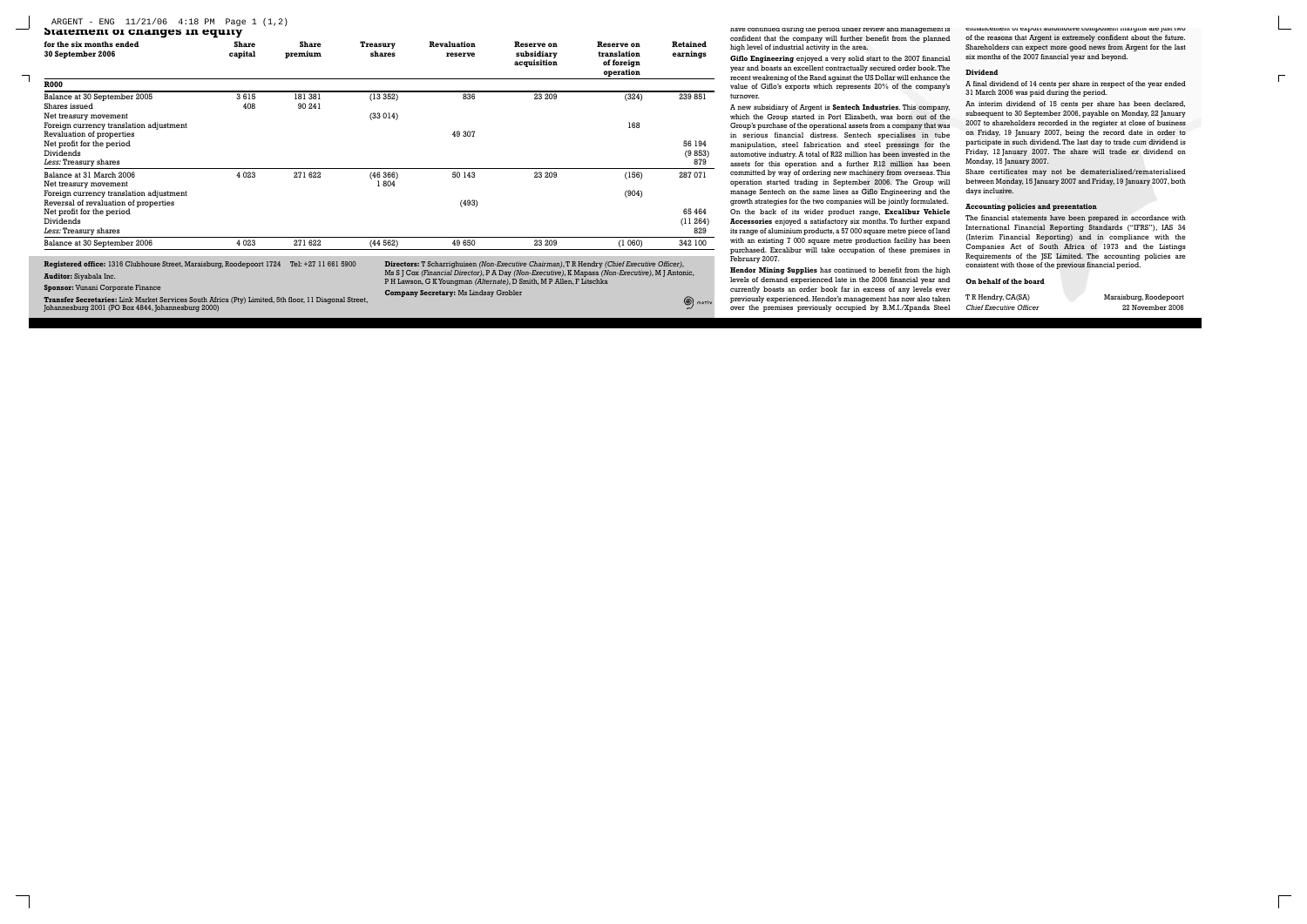## Statement of changes in equity

| for the six months ended 30 September 2006 | Share capital | Share premium | Treasury shares | Revaluation reserve | Reserve on subsidiary acquisition | Reserve on translation of foreign operation | Retained earnings |
|---|---|---|---|---|---|---|---|
| **R000** | | | | | | | |
| Balance at 30 September 2005 | 3 615 | 181 381 | (13 352) | 836 | 23 209 | (324) | 239 851 |
| Shares issued | 408 | 90 241 | | | | | |
| Net treasury movement | | | (33 014) | | | | |
| Foreign currency translation adjustment | | | | | | 168 | |
| Revaluation of properties | | | | 49 307 | | | |
| Net profit for the period | | | | | | | 56 194 |
| Dividends | | | | | | | (9 853) |
| *Less:* Treasury shares | | | | | | | 879 |
| Balance at 31 March 2006 | 4 023 | 271 622 | (46 366) | 50 143 | 23 209 | (156) | 287 071 |
| Net treasury movement | | | 1 804 | | | | |
| Foreign currency translation adjustment | | | | | | (904) | |
| Reversal of revaluation of properties | | | | (493) | | | |
| Net profit for the period | | | | | | | 65 464 |
| Dividends | | | | | | | (11 264) |
| *Less:* Treasury shares | | | | | | | 829 |
| Balance at 30 September 2006 | 4 023 | 271 622 | (44 562) | 49 650 | 23 209 | (1 060) | 342 100 |

**Registered office:** 1316 Clubhouse Street, Maraisburg, Roodepoort 1724 Tel: +27 11 661 5900

**Auditor:** Siyabala Inc.

**Sponsor:** Vunani Corporate Finance

**Transfer Secretaries:** Link Market Services South Africa (Pty) Limited, 5th floor, 11 Diagonal Street, Johannesburg 2001 (PO Box 4844, Johannesburg 2000)

**Directors:** T Scharrighuisen *(Non-Executive Chairman)*, T R Hendry *(Chief Executive Officer)*, Ms S J Cox *(Financial Director)*, P A Day *(Non-Executive)*, K Mapasa *(Non-Executive)*, M J Antonic, P H Lawson, G K Youngman *(Alternate)*, D Smith, M P Allen, F Litschka

**Company Secretary:** Ms Lindsay Grobler

have continued during the period under review and management is confident that the company will further benefit from the planned high level of industrial activity in the area.

**Giflo Engineering** enjoyed a very solid start to the 2007 financial year and boasts an excellent contractually secured order book. The recent weakening of the Rand against the US Dollar will enhance the value of Giflo's exports which represents 20% of the company's turnover.

A new subsidiary of Argent is **Sentech Industries**. This company, which the Group started in Port Elizabeth, was born out of the Group's purchase of the operational assets from a company that was in serious financial distress. Sentech specialises in tube manipulation, steel fabrication and steel pressings for the automotive industry. A total of R22 million has been invested in the assets for this operation and a further R12 million has been committed by way of ordering new machinery from overseas. This operation started trading in September 2006. The Group will manage Sentech on the same lines as Giflo Engineering and the growth strategies for the two companies will be jointly formulated.

On the back of its wider product range, **Excalibur Vehicle Accessories** enjoyed a satisfactory six months. To further expand its range of aluminium products, a 57 000 square metre piece of land with an existing 7 000 square metre production facility has been purchased. Excalibur will take occupation of these premises in February 2007.

**Hendor Mining Supplies** has continued to benefit from the high levels of demand experienced late in the 2006 financial year and currently boasts an order book far in excess of any levels ever previously experienced. Hendor's management has now also taken over the premises previously occupied by B.M.I./Xpanda Steel enhancement of export automotive component margins are just two of the reasons that Argent is extremely confident about the future. Shareholders can expect more good news from Argent for the last six months of the 2007 financial year and beyond.

**Dividend**

A final dividend of 14 cents per share in respect of the year ended 31 March 2006 was paid during the period.

An interim dividend of 15 cents per share has been declared, subsequent to 30 September 2006, payable on Monday, 22 January 2007 to shareholders recorded in the register at close of business on Friday, 19 January 2007, being the record date in order to participate in such dividend. The last day to trade *cum* dividend is Friday, 12 January 2007. The share will trade *ex* dividend on Monday, 15 January 2007.

Share certificates may not be dematerialised/rematerialised between Monday, 15 January 2007 and Friday, 19 January 2007, both days inclusive.

**Accounting policies and presentation**

The financial statements have been prepared in accordance with International Financial Reporting Standards ("IFRS"), IAS 34 (Interim Financial Reporting) and in compliance with the Companies Act of South Africa of 1973 and the Listings Requirements of the JSE Limited. The accounting policies are consistent with those of the previous financial period.

**On behalf of the board**

T R Hendry, CA(SA)
*Chief Executive Officer*

Maraisburg, Roodepoort
22 November 2006